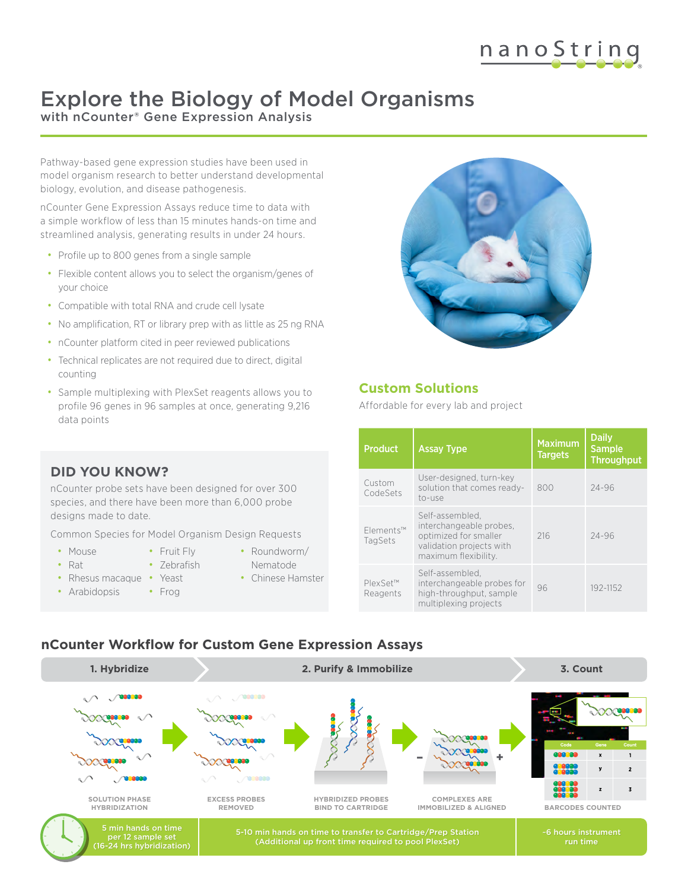# Explore the Biology of Model Organisms

## with nCounter® Gene Expression Analysis

Pathway-based gene expression studies have been used in model organism research to better understand developmental biology, evolution, and disease pathogenesis.

nCounter Gene Expression Assays reduce time to data with a simple workflow of less than 15 minutes hands-on time and streamlined analysis, generating results in under 24 hours.

- Profile up to 800 genes from a single sample
- Flexible content allows you to select the organism/genes of your choice
- Compatible with total RNA and crude cell lysate
- No amplification, RT or library prep with as little as 25 ng RNA
- nCounter platform cited in peer reviewed publications
- Technical replicates are not required due to direct, digital counting
- Sample multiplexing with PlexSet reagents allows you to profile 96 genes in 96 samples at once, generating 9,216 data points

### DID YOU KNOW?

nCounter probe sets have been designed for over 300 species, and there have been more than 6,000 probe designs made to date.

Common Species for Model Organism Design Requests

- Mouse
- Rat
- Rhesus macaque
- Arabidopsis
- Fruit Fly
- Zebrafish
- Yeast
- Frog
- Roundworm/Nematode
- Chinese Hamster

## Custom Solutions

Affordable for every lab and project

| Product | Assay Type | Maximum Targets | Daily Sample Throughput |
|---|---|---|---|
| Custom CodeSets | User-designed, turn-key solution that comes ready-to-use | 800 | 24-96 |
| Elements™ TagSets | Self-assembled, interchangeable probes, optimized for smaller validation projects with maximum flexibility. | 216 | 24-96 |
| PlexSet™ Reagents | Self-assembled, interchangeable probes for high-throughput, sample multiplexing projects | 96 | 192-1152 |

## nCounter Workflow for Custom Gene Expression Assays

**1. Hybridize** → **2. Purify & Immobilize** → **3. Count**

SOLUTION PHASE HYBRIDIZATION → EXCESS PROBES REMOVED → HYBRIDIZED PROBES BIND TO CARTRIDGE → COMPLEXES ARE IMMOBILIZED & ALIGNED → BARCODES COUNTED

| Code | Gene | Count |
|---|---|---|
| | x | 1 |
| | y | 2 |
| | z | 3 |

- 5 min hands on time per 12 sample set (16-24 hrs hybridization)
- 5-10 min hands on time to transfer to Cartridge/Prep Station (Additional up front time required to pool PlexSet)
- ~6 hours instrument run time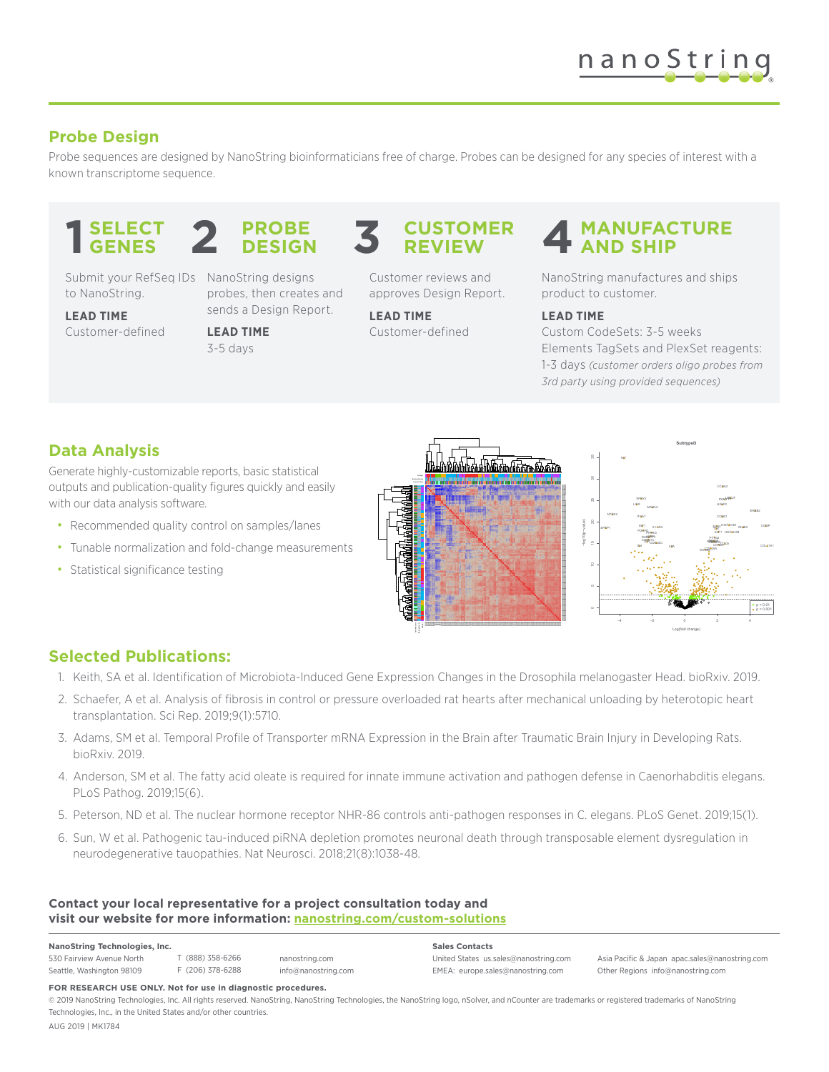## Probe Design

Probe sequences are designed by NanoString bioinformaticians free of charge. Probes can be designed for any species of interest with a known transcriptome sequence.

**1 SELECT GENES**

Submit your RefSeq IDs to NanoString.

**LEAD TIME**
Customer-defined

**2 PROBE DESIGN**

NanoString designs probes, then creates and sends a Design Report.

**LEAD TIME**
3-5 days

**3 CUSTOMER REVIEW**

Customer reviews and approves Design Report.

**LEAD TIME**
Customer-defined

**4 MANUFACTURE AND SHIP**

NanoString manufactures and ships product to customer.

**LEAD TIME**
Custom CodeSets: 3-5 weeks
Elements TagSets and PlexSet reagents: 1-3 days *(customer orders oligo probes from 3rd party using provided sequences)*

## Data Analysis

Generate highly-customizable reports, basic statistical outputs and publication-quality figures quickly and easily with our data analysis software.

- Recommended quality control on samples/lanes
- Tunable normalization and fold-change measurements
- Statistical significance testing

## Selected Publications:

1. Keith, SA et al. Identification of Microbiota-Induced Gene Expression Changes in the Drosophila melanogaster Head. bioRxiv. 2019.
2. Schaefer, A et al. Analysis of fibrosis in control or pressure overloaded rat hearts after mechanical unloading by heterotopic heart transplantation. Sci Rep. 2019;9(1):5710.
3. Adams, SM et al. Temporal Profile of Transporter mRNA Expression in the Brain after Traumatic Brain Injury in Developing Rats. bioRxiv. 2019.
4. Anderson, SM et al. The fatty acid oleate is required for innate immune activation and pathogen defense in Caenorhabditis elegans. PLoS Pathog. 2019;15(6).
5. Peterson, ND et al. The nuclear hormone receptor NHR-86 controls anti-pathogen responses in C. elegans. PLoS Genet. 2019;15(1).
6. Sun, W et al. Pathogenic tau-induced piRNA depletion promotes neuronal death through transposable element dysregulation in neurodegenerative tauopathies. Nat Neurosci. 2018;21(8):1038-48.

**Contact your local representative for a project consultation today and visit our website for more information: nanostring.com/custom-solutions**

**NanoString Technologies, Inc.**
530 Fairview Avenue North
Seattle, Washington 98109
T (888) 358-6266
F (206) 378-6288
nanostring.com
info@nanostring.com

**Sales Contacts**
United States us.sales@nanostring.com
EMEA: europe.sales@nanostring.com
Asia Pacific & Japan apac.sales@nanostring.com
Other Regions info@nanostring.com

**FOR RESEARCH USE ONLY. Not for use in diagnostic procedures.**

© 2019 NanoString Technologies, Inc. All rights reserved. NanoString, NanoString Technologies, the NanoString logo, nSolver, and nCounter are trademarks or registered trademarks of NanoString Technologies, Inc., in the United States and/or other countries.

AUG 2019 | MK1784